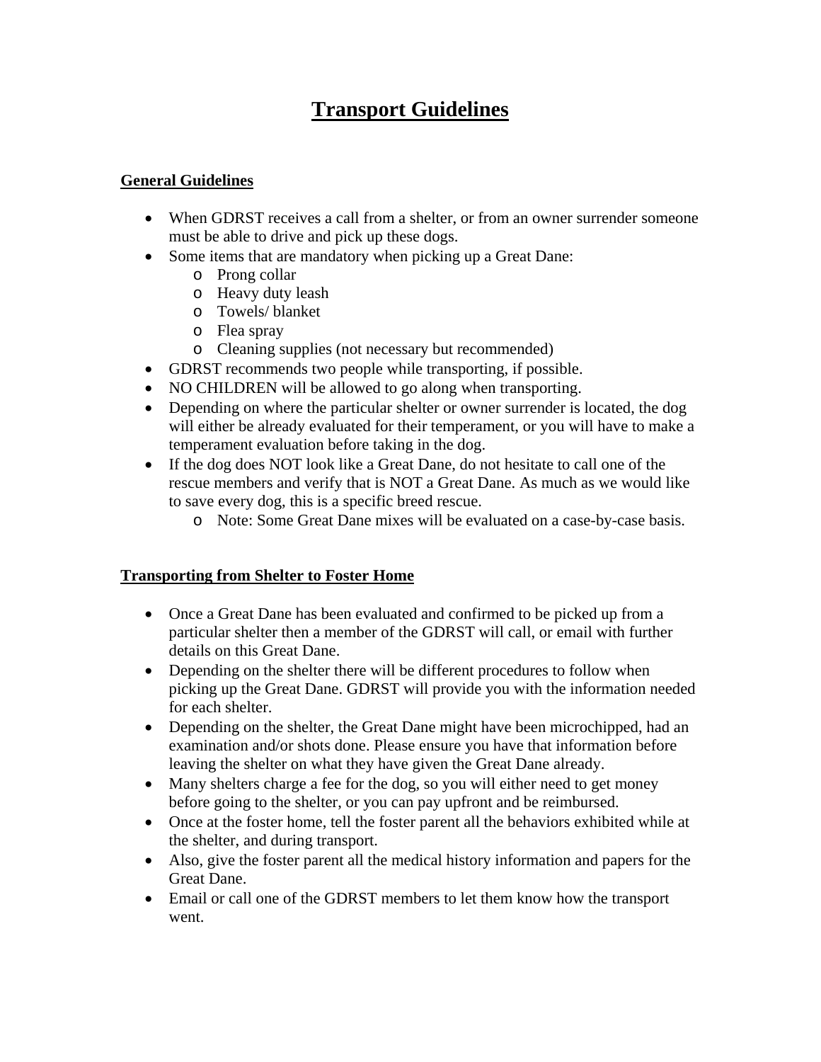# Transport Guidelines

## General Guidelines

- When GDRST receives a call from a shelter, or from an owner surrender someone must be able to drive and pick up these dogs.
- Some items that are mandatory when picking up a Great Dane:
    - Prong collar
    - Heavy duty leash
    - Towels/ blanket
    - Flea spray
    - Cleaning supplies (not necessary but recommended)
- GDRST recommends two people while transporting, if possible.
- NO CHILDREN will be allowed to go along when transporting.
- Depending on where the particular shelter or owner surrender is located, the dog will either be already evaluated for their temperament, or you will have to make a temperament evaluation before taking in the dog.
- If the dog does NOT look like a Great Dane, do not hesitate to call one of the rescue members and verify that is NOT a Great Dane. As much as we would like to save every dog, this is a specific breed rescue.
    - Note: Some Great Dane mixes will be evaluated on a case-by-case basis.

## Transporting from Shelter to Foster Home

- Once a Great Dane has been evaluated and confirmed to be picked up from a particular shelter then a member of the GDRST will call, or email with further details on this Great Dane.
- Depending on the shelter there will be different procedures to follow when picking up the Great Dane. GDRST will provide you with the information needed for each shelter.
- Depending on the shelter, the Great Dane might have been microchipped, had an examination and/or shots done. Please ensure you have that information before leaving the shelter on what they have given the Great Dane already.
- Many shelters charge a fee for the dog, so you will either need to get money before going to the shelter, or you can pay upfront and be reimbursed.
- Once at the foster home, tell the foster parent all the behaviors exhibited while at the shelter, and during transport.
- Also, give the foster parent all the medical history information and papers for the Great Dane.
- Email or call one of the GDRST members to let them know how the transport went.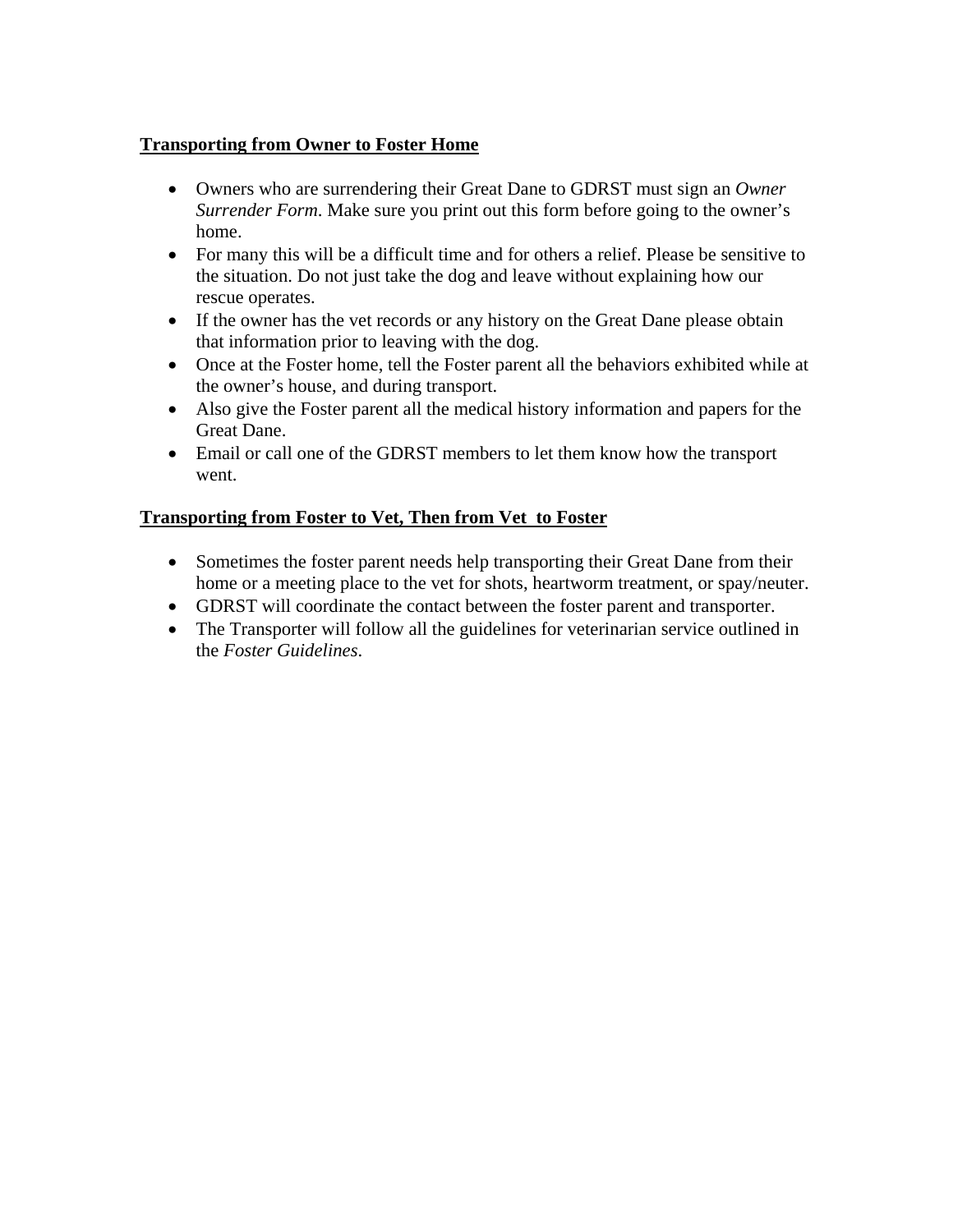**Transporting from Owner to Foster Home**

- Owners who are surrendering their Great Dane to GDRST must sign an *Owner Surrender Form*. Make sure you print out this form before going to the owner's home.
- For many this will be a difficult time and for others a relief. Please be sensitive to the situation. Do not just take the dog and leave without explaining how our rescue operates.
- If the owner has the vet records or any history on the Great Dane please obtain that information prior to leaving with the dog.
- Once at the Foster home, tell the Foster parent all the behaviors exhibited while at the owner's house, and during transport.
- Also give the Foster parent all the medical history information and papers for the Great Dane.
- Email or call one of the GDRST members to let them know how the transport went.

**Transporting from Foster to Vet, Then from Vet to Foster**

- Sometimes the foster parent needs help transporting their Great Dane from their home or a meeting place to the vet for shots, heartworm treatment, or spay/neuter.
- GDRST will coordinate the contact between the foster parent and transporter.
- The Transporter will follow all the guidelines for veterinarian service outlined in the *Foster Guidelines*.